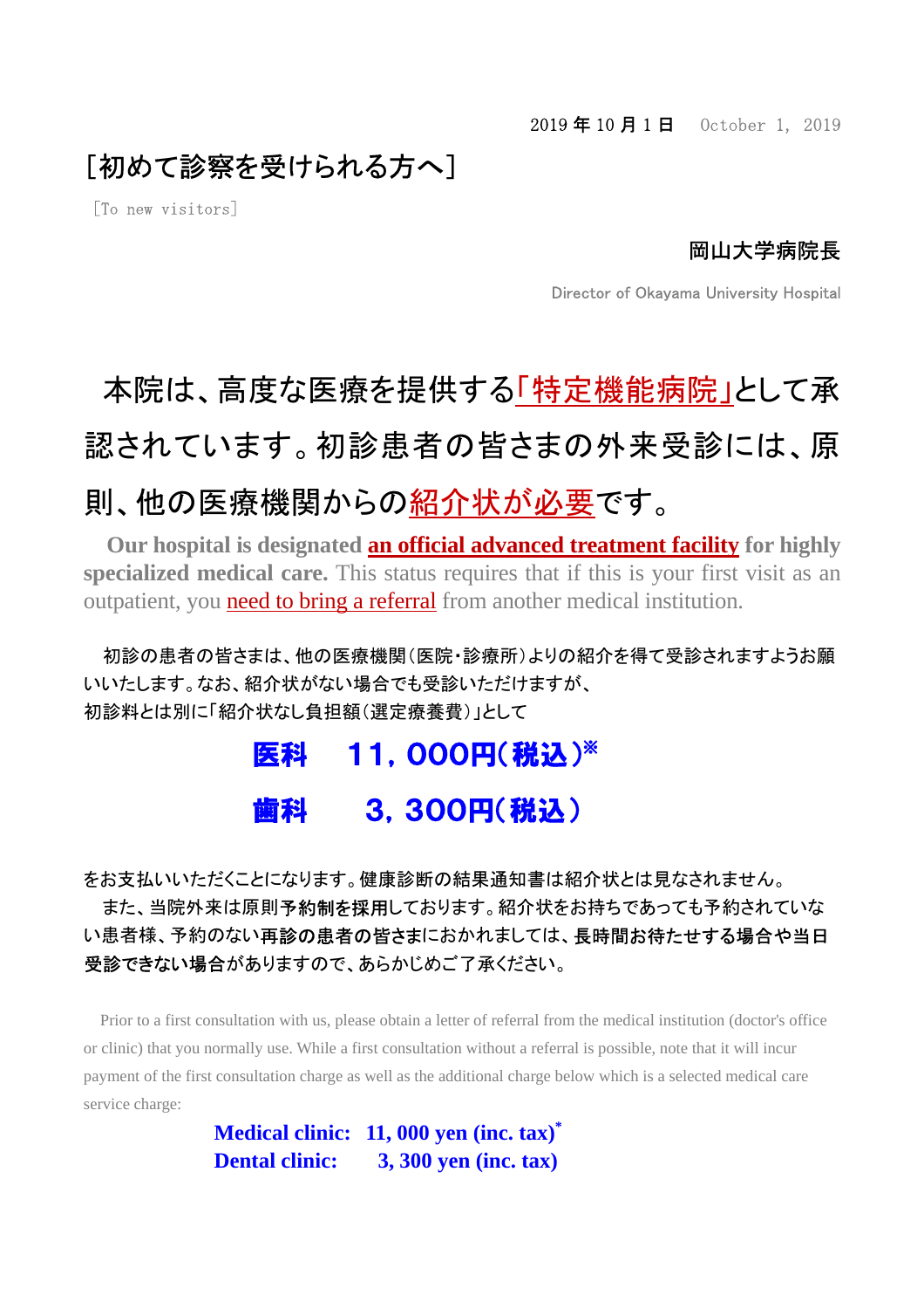2019 年 10 月 1 日　October 1, 2019

# ［初めて診察を受けられる方へ］

［To new visitors］

**岡山大学病院長**

Director of Okayama University Hospital

## 本院は、高度な医療を提供する「特定機能病院」として承認されています。初診患者の皆さまの外来受診には、原則、他の医療機関からの紹介状が必要です。

**Our hospital is designated an official advanced treatment facility for highly specialized medical care.** This status requires that if this is your first visit as an outpatient, you need to bring a referral from another medical institution.

初診の患者の皆さまは、他の医療機関（医院・診療所）よりの紹介を得て受診されますようお願いいたします。なお、紹介状がない場合でも受診いただけますが、
初診料とは別に「紹介状なし負担額（選定療養費）」として

**医科　11，000円（税込）※**

**歯科　3，300円（税込）**

をお支払いいただくことになります。健康診断の結果通知書は紹介状とは見なされません。

また、当院外来は原則**予約制を採用**しております。紹介状をお持ちであっても予約されていない患者様、予約のない**再診の患者の皆さま**におかれましては、**長時間お待たせする場合や当日受診できない場合**がありますので、あらかじめご了承ください。

Prior to a first consultation with us, please obtain a letter of referral from the medical institution (doctor's office or clinic) that you normally use. While a first consultation without a referral is possible, note that it will incur payment of the first consultation charge as well as the additional charge below which is a selected medical care service charge:

**Medical clinic: 11, 000 yen (inc. tax)***

**Dental clinic: 3, 300 yen (inc. tax)**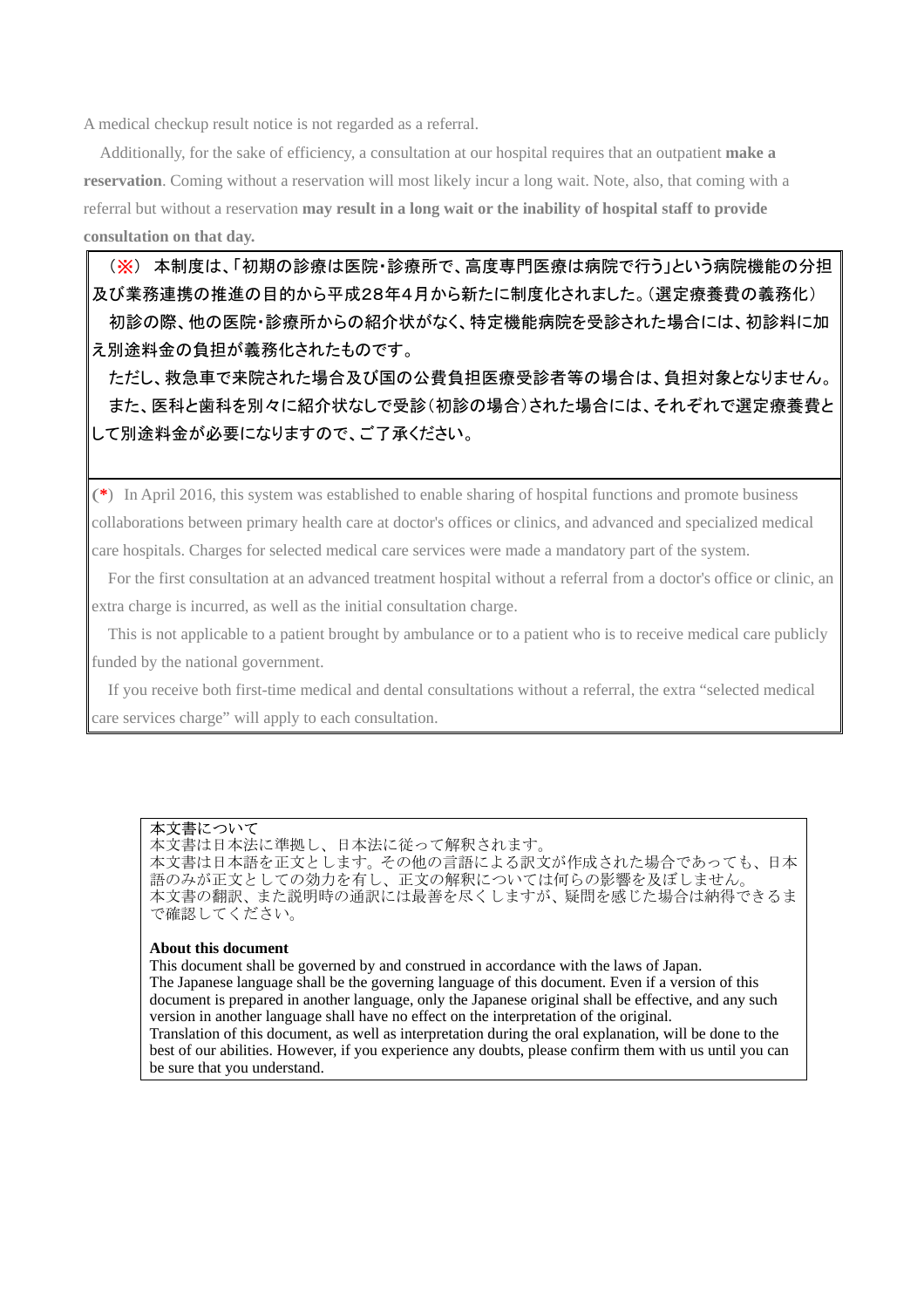A medical checkup result notice is not regarded as a referral.

Additionally, for the sake of efficiency, a consultation at our hospital requires that an outpatient **make a reservation**. Coming without a reservation will most likely incur a long wait. Note, also, that coming with a referral but without a reservation **may result in a long wait or the inability of hospital staff to provide consultation on that day.**

（※） 本制度は、「初期の診療は医院・診療所で、高度専門医療は病院で行う」という病院機能の分担及び業務連携の推進の目的から平成28年4月から新たに制度化されました。（選定療養費の義務化）

初診の際、他の医院・診療所からの紹介状がなく、特定機能病院を受診された場合には、初診料に加え別途料金の負担が義務化されたものです。

ただし、救急車で来院された場合及び国の公費負担医療受診者等の場合は、負担対象となりません。

また、医科と歯科を別々に紹介状なしで受診（初診の場合）された場合には、それぞれで選定療養費として別途料金が必要になりますので、ご了承ください。

(*) In April 2016, this system was established to enable sharing of hospital functions and promote business collaborations between primary health care at doctor's offices or clinics, and advanced and specialized medical care hospitals. Charges for selected medical care services were made a mandatory part of the system.

For the first consultation at an advanced treatment hospital without a referral from a doctor's office or clinic, an extra charge is incurred, as well as the initial consultation charge.

This is not applicable to a patient brought by ambulance or to a patient who is to receive medical care publicly funded by the national government.

If you receive both first-time medical and dental consultations without a referral, the extra "selected medical care services charge" will apply to each consultation.

本文書について
本文書は日本法に準拠し、日本法に従って解釈されます。
本文書は日本語を正文とします。その他の言語による訳文が作成された場合であっても、日本語のみが正文としての効力を有し、正文の解釈については何らの影響を及ぼしません。
本文書の翻訳、また説明時の通訳には最善を尽くしますが、疑問を感じた場合は納得できるまで確認してください。

**About this document**
This document shall be governed by and construed in accordance with the laws of Japan.
The Japanese language shall be the governing language of this document. Even if a version of this document is prepared in another language, only the Japanese original shall be effective, and any such version in another language shall have no effect on the interpretation of the original.
Translation of this document, as well as interpretation during the oral explanation, will be done to the best of our abilities. However, if you experience any doubts, please confirm them with us until you can be sure that you understand.